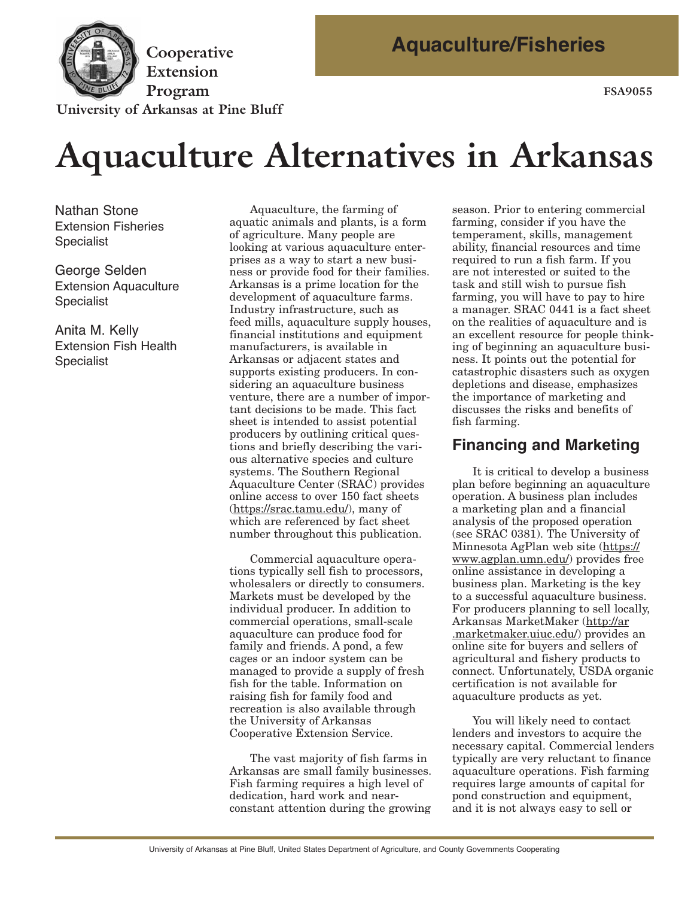Cooperative Extension Program
University of Arkansas at Pine Bluff

Aquaculture/Fisheries

FSA9055

# Aquaculture Alternatives in Arkansas

Nathan Stone
Extension Fisheries Specialist

George Selden
Extension Aquaculture Specialist

Anita M. Kelly
Extension Fish Health Specialist

Aquaculture, the farming of aquatic animals and plants, is a form of agriculture. Many people are looking at various aquaculture enterprises as a way to start a new business or provide food for their families. Arkansas is a prime location for the development of aquaculture farms. Industry infrastructure, such as feed mills, aquaculture supply houses, financial institutions and equipment manufacturers, is available in Arkansas or adjacent states and supports existing producers. In considering an aquaculture business venture, there are a number of important decisions to be made. This fact sheet is intended to assist potential producers by outlining critical questions and briefly describing the various alternative species and culture systems. The Southern Regional Aquaculture Center (SRAC) provides online access to over 150 fact sheets (https://srac.tamu.edu/), many of which are referenced by fact sheet number throughout this publication.

Commercial aquaculture operations typically sell fish to processors, wholesalers or directly to consumers. Markets must be developed by the individual producer. In addition to commercial operations, small-scale aquaculture can produce food for family and friends. A pond, a few cages or an indoor system can be managed to provide a supply of fresh fish for the table. Information on raising fish for family food and recreation is also available through the University of Arkansas Cooperative Extension Service.

The vast majority of fish farms in Arkansas are small family businesses. Fish farming requires a high level of dedication, hard work and near-constant attention during the growing season. Prior to entering commercial farming, consider if you have the temperament, skills, management ability, financial resources and time required to run a fish farm. If you are not interested or suited to the task and still wish to pursue fish farming, you will have to pay to hire a manager. SRAC 0441 is a fact sheet on the realities of aquaculture and is an excellent resource for people thinking of beginning an aquaculture business. It points out the potential for catastrophic disasters such as oxygen depletions and disease, emphasizes the importance of marketing and discusses the risks and benefits of fish farming.

## Financing and Marketing

It is critical to develop a business plan before beginning an aquaculture operation. A business plan includes a marketing plan and a financial analysis of the proposed operation (see SRAC 0381). The University of Minnesota AgPlan web site (https://www.agplan.umn.edu/) provides free online assistance in developing a business plan. Marketing is the key to a successful aquaculture business. For producers planning to sell locally, Arkansas MarketMaker (http://ar.marketmaker.uiuc.edu/) provides an online site for buyers and sellers of agricultural and fishery products to connect. Unfortunately, USDA organic certification is not available for aquaculture products as yet.

You will likely need to contact lenders and investors to acquire the necessary capital. Commercial lenders typically are very reluctant to finance aquaculture operations. Fish farming requires large amounts of capital for pond construction and equipment, and it is not always easy to sell or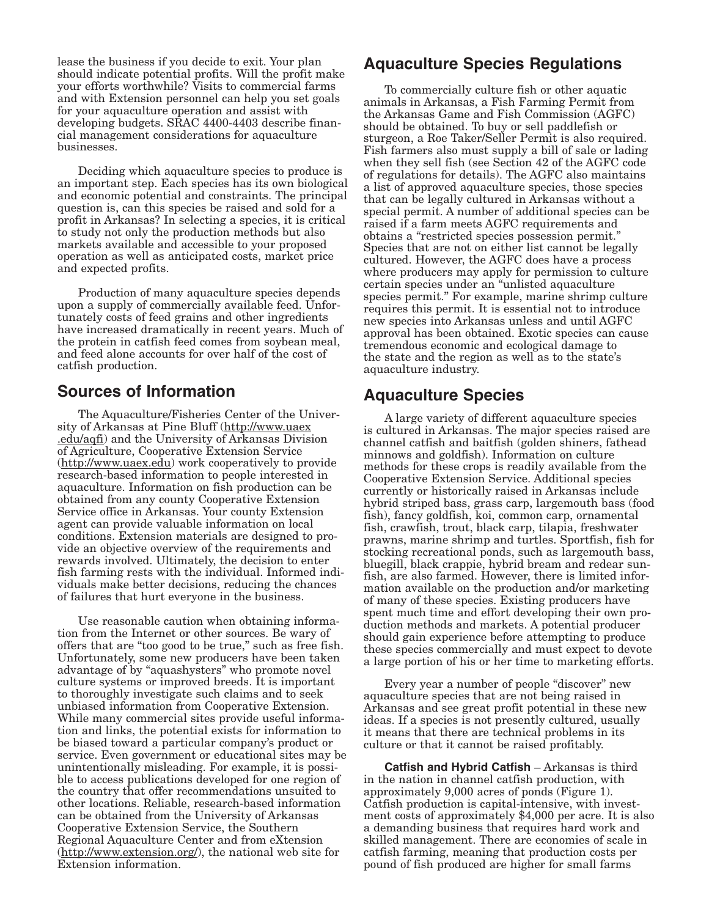lease the business if you decide to exit. Your plan should indicate potential profits. Will the profit make your efforts worthwhile? Visits to commercial farms and with Extension personnel can help you set goals for your aquaculture operation and assist with developing budgets. SRAC 4400-4403 describe financial management considerations for aquaculture businesses.

Deciding which aquaculture species to produce is an important step. Each species has its own biological and economic potential and constraints. The principal question is, can this species be raised and sold for a profit in Arkansas? In selecting a species, it is critical to study not only the production methods but also markets available and accessible to your proposed operation as well as anticipated costs, market price and expected profits.

Production of many aquaculture species depends upon a supply of commercially available feed. Unfortunately costs of feed grains and other ingredients have increased dramatically in recent years. Much of the protein in catfish feed comes from soybean meal, and feed alone accounts for over half of the cost of catfish production.

## Sources of Information

The Aquaculture/Fisheries Center of the University of Arkansas at Pine Bluff (http://www.uaex.edu/aqfi) and the University of Arkansas Division of Agriculture, Cooperative Extension Service (http://www.uaex.edu) work cooperatively to provide research-based information to people interested in aquaculture. Information on fish production can be obtained from any county Cooperative Extension Service office in Arkansas. Your county Extension agent can provide valuable information on local conditions. Extension materials are designed to provide an objective overview of the requirements and rewards involved. Ultimately, the decision to enter fish farming rests with the individual. Informed individuals make better decisions, reducing the chances of failures that hurt everyone in the business.

Use reasonable caution when obtaining information from the Internet or other sources. Be wary of offers that are "too good to be true," such as free fish. Unfortunately, some new producers have been taken advantage of by "aquashysters" who promote novel culture systems or improved breeds. It is important to thoroughly investigate such claims and to seek unbiased information from Cooperative Extension. While many commercial sites provide useful information and links, the potential exists for information to be biased toward a particular company's product or service. Even government or educational sites may be unintentionally misleading. For example, it is possible to access publications developed for one region of the country that offer recommendations unsuited to other locations. Reliable, research-based information can be obtained from the University of Arkansas Cooperative Extension Service, the Southern Regional Aquaculture Center and from eXtension (http://www.extension.org/), the national web site for Extension information.

## Aquaculture Species Regulations

To commercially culture fish or other aquatic animals in Arkansas, a Fish Farming Permit from the Arkansas Game and Fish Commission (AGFC) should be obtained. To buy or sell paddlefish or sturgeon, a Roe Taker/Seller Permit is also required. Fish farmers also must supply a bill of sale or lading when they sell fish (see Section 42 of the AGFC code of regulations for details). The AGFC also maintains a list of approved aquaculture species, those species that can be legally cultured in Arkansas without a special permit. A number of additional species can be raised if a farm meets AGFC requirements and obtains a "restricted species possession permit." Species that are not on either list cannot be legally cultured. However, the AGFC does have a process where producers may apply for permission to culture certain species under an "unlisted aquaculture species permit." For example, marine shrimp culture requires this permit. It is essential not to introduce new species into Arkansas unless and until AGFC approval has been obtained. Exotic species can cause tremendous economic and ecological damage to the state and the region as well as to the state's aquaculture industry.

## Aquaculture Species

A large variety of different aquaculture species is cultured in Arkansas. The major species raised are channel catfish and baitfish (golden shiners, fathead minnows and goldfish). Information on culture methods for these crops is readily available from the Cooperative Extension Service. Additional species currently or historically raised in Arkansas include hybrid striped bass, grass carp, largemouth bass (food fish), fancy goldfish, koi, common carp, ornamental fish, crawfish, trout, black carp, tilapia, freshwater prawns, marine shrimp and turtles. Sportfish, fish for stocking recreational ponds, such as largemouth bass, bluegill, black crappie, hybrid bream and redear sunfish, are also farmed. However, there is limited information available on the production and/or marketing of many of these species. Existing producers have spent much time and effort developing their own production methods and markets. A potential producer should gain experience before attempting to produce these species commercially and must expect to devote a large portion of his or her time to marketing efforts.

Every year a number of people "discover" new aquaculture species that are not being raised in Arkansas and see great profit potential in these new ideas. If a species is not presently cultured, usually it means that there are technical problems in its culture or that it cannot be raised profitably.

**Catfish and Hybrid Catfish** – Arkansas is third in the nation in channel catfish production, with approximately 9,000 acres of ponds (Figure 1). Catfish production is capital-intensive, with investment costs of approximately $4,000 per acre. It is also a demanding business that requires hard work and skilled management. There are economies of scale in catfish farming, meaning that production costs per pound of fish produced are higher for small farms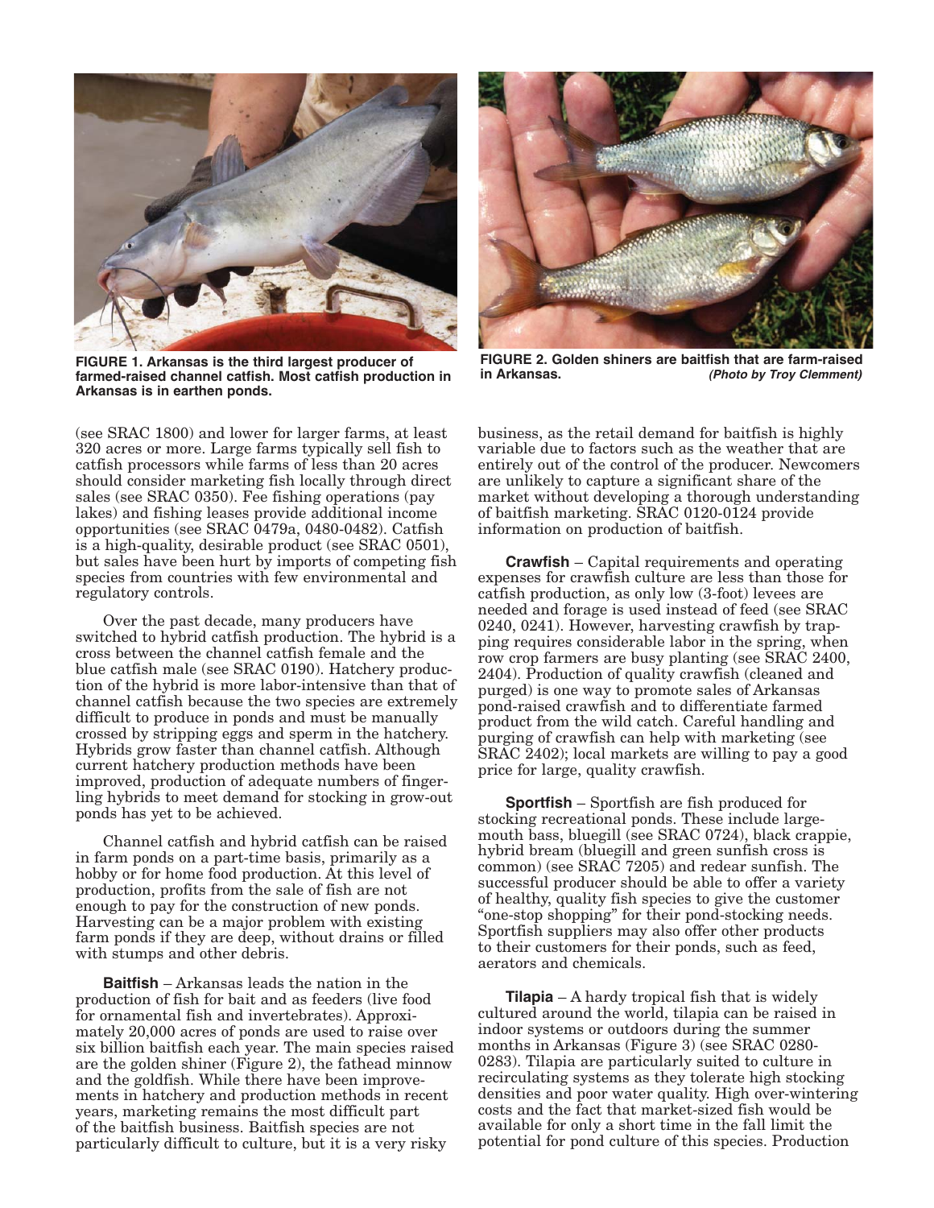FIGURE 1. Arkansas is the third largest producer of farmed-raised channel catfish. Most catfish production in Arkansas is in earthen ponds.

FIGURE 2. Golden shiners are baitfish that are farm-raised in Arkansas. *(Photo by Troy Clemment)*

(see SRAC 1800) and lower for larger farms, at least 320 acres or more. Large farms typically sell fish to catfish processors while farms of less than 20 acres should consider marketing fish locally through direct sales (see SRAC 0350). Fee fishing operations (pay lakes) and fishing leases provide additional income opportunities (see SRAC 0479a, 0480-0482). Catfish is a high-quality, desirable product (see SRAC 0501), but sales have been hurt by imports of competing fish species from countries with few environmental and regulatory controls.

Over the past decade, many producers have switched to hybrid catfish production. The hybrid is a cross between the channel catfish female and the blue catfish male (see SRAC 0190). Hatchery production of the hybrid is more labor-intensive than that of channel catfish because the two species are extremely difficult to produce in ponds and must be manually crossed by stripping eggs and sperm in the hatchery. Hybrids grow faster than channel catfish. Although current hatchery production methods have been improved, production of adequate numbers of fingerling hybrids to meet demand for stocking in grow-out ponds has yet to be achieved.

Channel catfish and hybrid catfish can be raised in farm ponds on a part-time basis, primarily as a hobby or for home food production. At this level of production, profits from the sale of fish are not enough to pay for the construction of new ponds. Harvesting can be a major problem with existing farm ponds if they are deep, without drains or filled with stumps and other debris.

**Baitfish** – Arkansas leads the nation in the production of fish for bait and as feeders (live food for ornamental fish and invertebrates). Approximately 20,000 acres of ponds are used to raise over six billion baitfish each year. The main species raised are the golden shiner (Figure 2), the fathead minnow and the goldfish. While there have been improvements in hatchery and production methods in recent years, marketing remains the most difficult part of the baitfish business. Baitfish species are not particularly difficult to culture, but it is a very risky business, as the retail demand for baitfish is highly variable due to factors such as the weather that are entirely out of the control of the producer. Newcomers are unlikely to capture a significant share of the market without developing a thorough understanding of baitfish marketing. SRAC 0120-0124 provide information on production of baitfish.

**Crawfish** – Capital requirements and operating expenses for crawfish culture are less than those for catfish production, as only low (3-foot) levees are needed and forage is used instead of feed (see SRAC 0240, 0241). However, harvesting crawfish by trapping requires considerable labor in the spring, when row crop farmers are busy planting (see SRAC 2400, 2404). Production of quality crawfish (cleaned and purged) is one way to promote sales of Arkansas pond-raised crawfish and to differentiate farmed product from the wild catch. Careful handling and purging of crawfish can help with marketing (see SRAC 2402); local markets are willing to pay a good price for large, quality crawfish.

**Sportfish** – Sportfish are fish produced for stocking recreational ponds. These include largemouth bass, bluegill (see SRAC 0724), black crappie, hybrid bream (bluegill and green sunfish cross is common) (see SRAC 7205) and redear sunfish. The successful producer should be able to offer a variety of healthy, quality fish species to give the customer "one-stop shopping" for their pond-stocking needs. Sportfish suppliers may also offer other products to their customers for their ponds, such as feed, aerators and chemicals.

**Tilapia** – A hardy tropical fish that is widely cultured around the world, tilapia can be raised in indoor systems or outdoors during the summer months in Arkansas (Figure 3) (see SRAC 0280-0283). Tilapia are particularly suited to culture in recirculating systems as they tolerate high stocking densities and poor water quality. High over-wintering costs and the fact that market-sized fish would be available for only a short time in the fall limit the potential for pond culture of this species. Production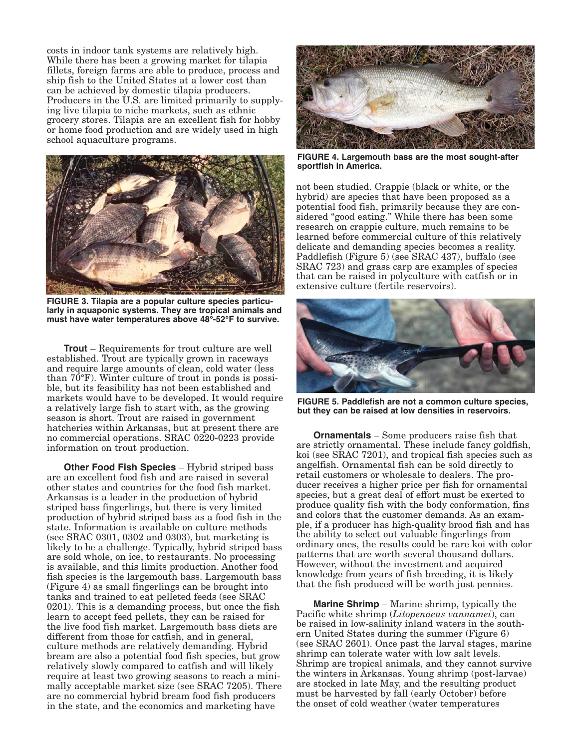costs in indoor tank systems are relatively high. While there has been a growing market for tilapia fillets, foreign farms are able to produce, process and ship fish to the United States at a lower cost than can be achieved by domestic tilapia producers. Producers in the U.S. are limited primarily to supplying live tilapia to niche markets, such as ethnic grocery stores. Tilapia are an excellent fish for hobby or home food production and are widely used in high school aquaculture programs.

**FIGURE 3. Tilapia are a popular culture species particularly in aquaponic systems. They are tropical animals and must have water temperatures above 48°-52°F to survive.**

**Trout** – Requirements for trout culture are well established. Trout are typically grown in raceways and require large amounts of clean, cold water (less than 70°F). Winter culture of trout in ponds is possible, but its feasibility has not been established and markets would have to be developed. It would require a relatively large fish to start with, as the growing season is short. Trout are raised in government hatcheries within Arkansas, but at present there are no commercial operations. SRAC 0220-0223 provide information on trout production.

**Other Food Fish Species** – Hybrid striped bass are an excellent food fish and are raised in several other states and countries for the food fish market. Arkansas is a leader in the production of hybrid striped bass fingerlings, but there is very limited production of hybrid striped bass as a food fish in the state. Information is available on culture methods (see SRAC 0301, 0302 and 0303), but marketing is likely to be a challenge. Typically, hybrid striped bass are sold whole, on ice, to restaurants. No processing is available, and this limits production. Another food fish species is the largemouth bass. Largemouth bass (Figure 4) as small fingerlings can be brought into tanks and trained to eat pelleted feeds (see SRAC 0201). This is a demanding process, but once the fish learn to accept feed pellets, they can be raised for the live food fish market. Largemouth bass diets are different from those for catfish, and in general, culture methods are relatively demanding. Hybrid bream are also a potential food fish species, but grow relatively slowly compared to catfish and will likely require at least two growing seasons to reach a minimally acceptable market size (see SRAC 7205). There are no commercial hybrid bream food fish producers in the state, and the economics and marketing have not been studied. Crappie (black or white, or the hybrid) are species that have been proposed as a potential food fish, primarily because they are considered "good eating." While there has been some research on crappie culture, much remains to be learned before commercial culture of this relatively delicate and demanding species becomes a reality. Paddlefish (Figure 5) (see SRAC 437), buffalo (see SRAC 723) and grass carp are examples of species that can be raised in polyculture with catfish or in extensive culture (fertile reservoirs).

**FIGURE 4. Largemouth bass are the most sought-after sportfish in America.**

**FIGURE 5. Paddlefish are not a common culture species, but they can be raised at low densities in reservoirs.**

**Ornamentals** – Some producers raise fish that are strictly ornamental. These include fancy goldfish, koi (see SRAC 7201), and tropical fish species such as angelfish. Ornamental fish can be sold directly to retail customers or wholesale to dealers. The producer receives a higher price per fish for ornamental species, but a great deal of effort must be exerted to produce quality fish with the body conformation, fins and colors that the customer demands. As an example, if a producer has high-quality brood fish and has the ability to select out valuable fingerlings from ordinary ones, the results could be rare koi with color patterns that are worth several thousand dollars. However, without the investment and acquired knowledge from years of fish breeding, it is likely that the fish produced will be worth just pennies.

**Marine Shrimp** – Marine shrimp, typically the Pacific white shrimp (*Litopenaeus vannamei*), can be raised in low-salinity inland waters in the southern United States during the summer (Figure 6) (see SRAC 2601). Once past the larval stages, marine shrimp can tolerate water with low salt levels. Shrimp are tropical animals, and they cannot survive the winters in Arkansas. Young shrimp (post-larvae) are stocked in late May, and the resulting product must be harvested by fall (early October) before the onset of cold weather (water temperatures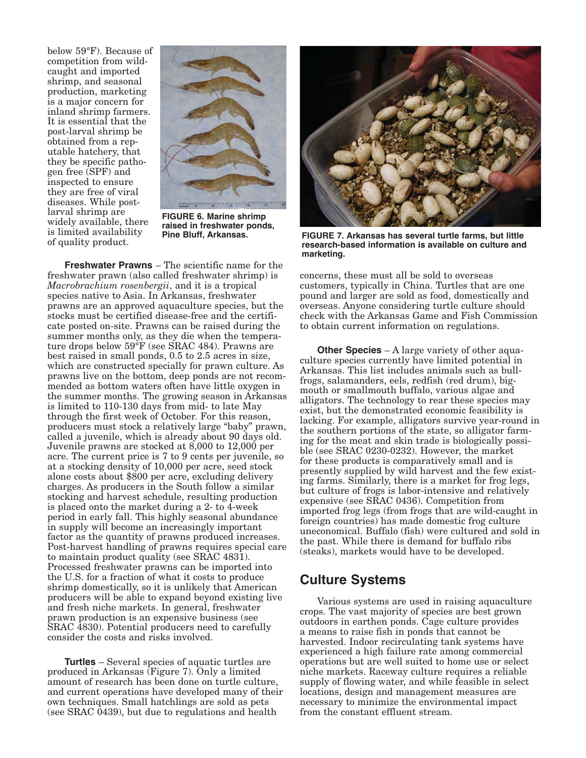below 59°F). Because of competition from wild-caught and imported shrimp, and seasonal production, marketing is a major concern for inland shrimp farmers. It is essential that the post-larval shrimp be obtained from a reputable hatchery, that they be specific pathogen free (SPF) and inspected to ensure they are free of viral diseases. While post-larval shrimp are widely available, there is limited availability of quality product.

**FIGURE 6. Marine shrimp raised in freshwater ponds, Pine Bluff, Arkansas.**

**Freshwater Prawns** – The scientific name for the freshwater prawn (also called freshwater shrimp) is *Macrobrachium rosenbergii*, and it is a tropical species native to Asia. In Arkansas, freshwater prawns are an approved aquaculture species, but the stocks must be certified disease-free and the certificate posted on-site. Prawns can be raised during the summer months only, as they die when the temperature drops below 59°F (see SRAC 484). Prawns are best raised in small ponds, 0.5 to 2.5 acres in size, which are constructed specially for prawn culture. As prawns live on the bottom, deep ponds are not recommended as bottom waters often have little oxygen in the summer months. The growing season in Arkansas is limited to 110-130 days from mid- to late May through the first week of October. For this reason, producers must stock a relatively large "baby" prawn, called a juvenile, which is already about 90 days old. Juvenile prawns are stocked at 8,000 to 12,000 per acre. The current price is 7 to 9 cents per juvenile, so at a stocking density of 10,000 per acre, seed stock alone costs about $800 per acre, excluding delivery charges. As producers in the South follow a similar stocking and harvest schedule, resulting production is placed onto the market during a 2- to 4-week period in early fall. This highly seasonal abundance in supply will become an increasingly important factor as the quantity of prawns produced increases. Post-harvest handling of prawns requires special care to maintain product quality (see SRAC 4831). Processed freshwater prawns can be imported into the U.S. for a fraction of what it costs to produce shrimp domestically, so it is unlikely that American producers will be able to expand beyond existing live and fresh niche markets. In general, freshwater prawn production is an expensive business (see SRAC 4830). Potential producers need to carefully consider the costs and risks involved.

**Turtles** – Several species of aquatic turtles are produced in Arkansas (Figure 7). Only a limited amount of research has been done on turtle culture, and current operations have developed many of their own techniques. Small hatchlings are sold as pets (see SRAC 0439), but due to regulations and health concerns, these must all be sold to overseas customers, typically in China. Turtles that are one pound and larger are sold as food, domestically and overseas. Anyone considering turtle culture should check with the Arkansas Game and Fish Commission to obtain current information on regulations.

**FIGURE 7. Arkansas has several turtle farms, but little research-based information is available on culture and marketing.**

**Other Species** – A large variety of other aquaculture species currently have limited potential in Arkansas. This list includes animals such as bullfrogs, salamanders, eels, redfish (red drum), bigmouth or smallmouth buffalo, various algae and alligators. The technology to rear these species may exist, but the demonstrated economic feasibility is lacking. For example, alligators survive year-round in the southern portions of the state, so alligator farming for the meat and skin trade is biologically possible (see SRAC 0230-0232). However, the market for these products is comparatively small and is presently supplied by wild harvest and the few existing farms. Similarly, there is a market for frog legs, but culture of frogs is labor-intensive and relatively expensive (see SRAC 0436). Competition from imported frog legs (from frogs that are wild-caught in foreign countries) has made domestic frog culture uneconomical. Buffalo (fish) were cultured and sold in the past. While there is demand for buffalo ribs (steaks), markets would have to be developed.

## Culture Systems

Various systems are used in raising aquaculture crops. The vast majority of species are best grown outdoors in earthen ponds. Cage culture provides a means to raise fish in ponds that cannot be harvested. Indoor recirculating tank systems have experienced a high failure rate among commercial operations but are well suited to home use or select niche markets. Raceway culture requires a reliable supply of flowing water, and while feasible in select locations, design and management measures are necessary to minimize the environmental impact from the constant effluent stream.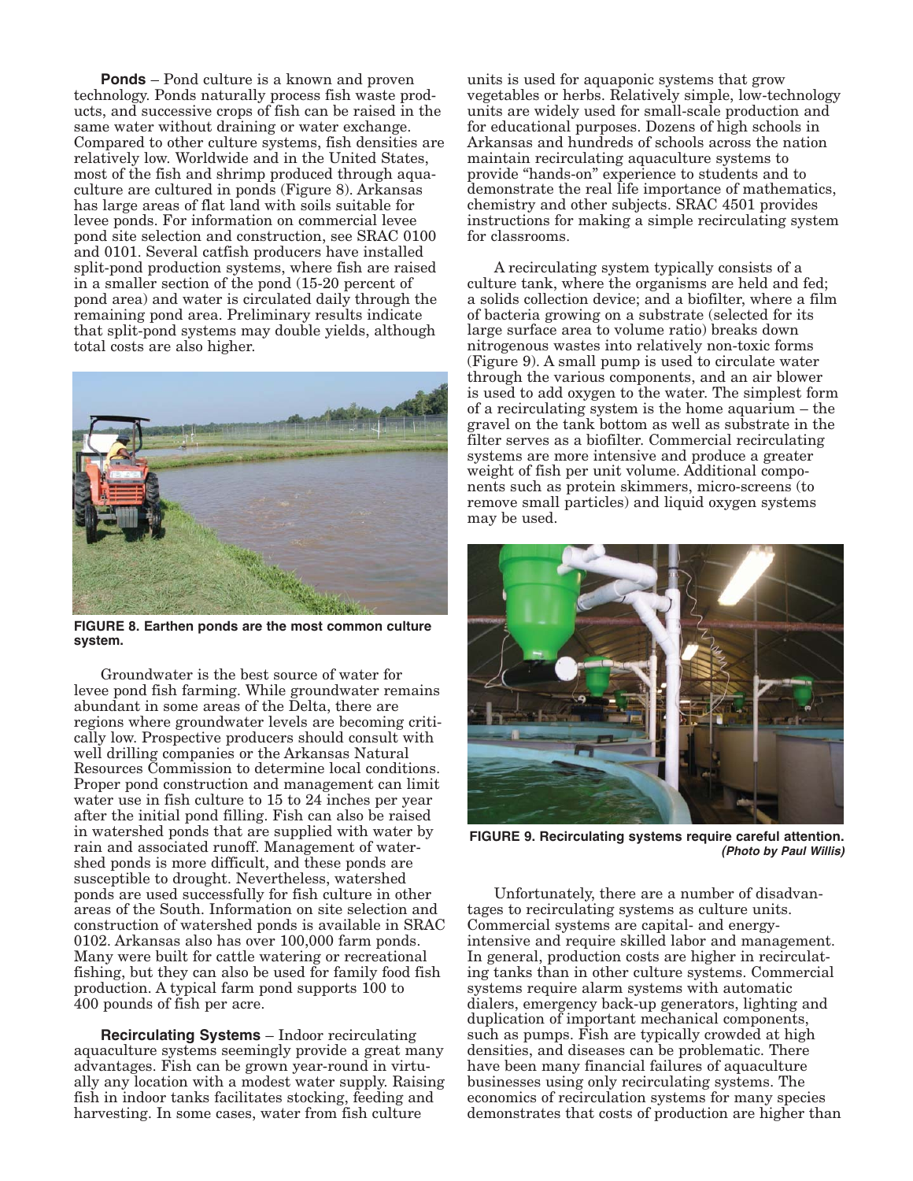**Ponds** – Pond culture is a known and proven technology. Ponds naturally process fish waste products, and successive crops of fish can be raised in the same water without draining or water exchange. Compared to other culture systems, fish densities are relatively low. Worldwide and in the United States, most of the fish and shrimp produced through aquaculture are cultured in ponds (Figure 8). Arkansas has large areas of flat land with soils suitable for levee ponds. For information on commercial levee pond site selection and construction, see SRAC 0100 and 0101. Several catfish producers have installed split-pond production systems, where fish are raised in a smaller section of the pond (15-20 percent of pond area) and water is circulated daily through the remaining pond area. Preliminary results indicate that split-pond systems may double yields, although total costs are also higher.

**FIGURE 8. Earthen ponds are the most common culture system.**

Groundwater is the best source of water for levee pond fish farming. While groundwater remains abundant in some areas of the Delta, there are regions where groundwater levels are becoming critically low. Prospective producers should consult with well drilling companies or the Arkansas Natural Resources Commission to determine local conditions. Proper pond construction and management can limit water use in fish culture to 15 to 24 inches per year after the initial pond filling. Fish can also be raised in watershed ponds that are supplied with water by rain and associated runoff. Management of watershed ponds is more difficult, and these ponds are susceptible to drought. Nevertheless, watershed ponds are used successfully for fish culture in other areas of the South. Information on site selection and construction of watershed ponds is available in SRAC 0102. Arkansas also has over 100,000 farm ponds. Many were built for cattle watering or recreational fishing, but they can also be used for family food fish production. A typical farm pond supports 100 to 400 pounds of fish per acre.

**Recirculating Systems** – Indoor recirculating aquaculture systems seemingly provide a great many advantages. Fish can be grown year-round in virtually any location with a modest water supply. Raising fish in indoor tanks facilitates stocking, feeding and harvesting. In some cases, water from fish culture units is used for aquaponic systems that grow vegetables or herbs. Relatively simple, low-technology units are widely used for small-scale production and for educational purposes. Dozens of high schools in Arkansas and hundreds of schools across the nation maintain recirculating aquaculture systems to provide "hands-on" experience to students and to demonstrate the real life importance of mathematics, chemistry and other subjects. SRAC 4501 provides instructions for making a simple recirculating system for classrooms.

A recirculating system typically consists of a culture tank, where the organisms are held and fed; a solids collection device; and a biofilter, where a film of bacteria growing on a substrate (selected for its large surface area to volume ratio) breaks down nitrogenous wastes into relatively non-toxic forms (Figure 9). A small pump is used to circulate water through the various components, and an air blower is used to add oxygen to the water. The simplest form of a recirculating system is the home aquarium – the gravel on the tank bottom as well as substrate in the filter serves as a biofilter. Commercial recirculating systems are more intensive and produce a greater weight of fish per unit volume. Additional components such as protein skimmers, micro-screens (to remove small particles) and liquid oxygen systems may be used.

**FIGURE 9. Recirculating systems require careful attention.** ***(Photo by Paul Willis)***

Unfortunately, there are a number of disadvantages to recirculating systems as culture units. Commercial systems are capital- and energy-intensive and require skilled labor and management. In general, production costs are higher in recirculating tanks than in other culture systems. Commercial systems require alarm systems with automatic dialers, emergency back-up generators, lighting and duplication of important mechanical components, such as pumps. Fish are typically crowded at high densities, and diseases can be problematic. There have been many financial failures of aquaculture businesses using only recirculating systems. The economics of recirculation systems for many species demonstrates that costs of production are higher than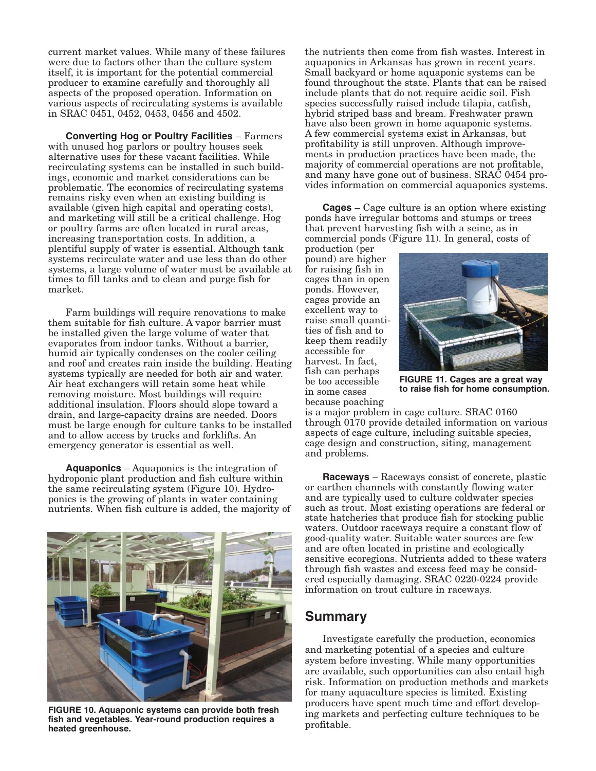current market values. While many of these failures were due to factors other than the culture system itself, it is important for the potential commercial producer to examine carefully and thoroughly all aspects of the proposed operation. Information on various aspects of recirculating systems is available in SRAC 0451, 0452, 0453, 0456 and 4502.

**Converting Hog or Poultry Facilities** – Farmers with unused hog parlors or poultry houses seek alternative uses for these vacant facilities. While recirculating systems can be installed in such buildings, economic and market considerations can be problematic. The economics of recirculating systems remains risky even when an existing building is available (given high capital and operating costs), and marketing will still be a critical challenge. Hog or poultry farms are often located in rural areas, increasing transportation costs. In addition, a plentiful supply of water is essential. Although tank systems recirculate water and use less than do other systems, a large volume of water must be available at times to fill tanks and to clean and purge fish for market.

Farm buildings will require renovations to make them suitable for fish culture. A vapor barrier must be installed given the large volume of water that evaporates from indoor tanks. Without a barrier, humid air typically condenses on the cooler ceiling and roof and creates rain inside the building. Heating systems typically are needed for both air and water. Air heat exchangers will retain some heat while removing moisture. Most buildings will require additional insulation. Floors should slope toward a drain, and large-capacity drains are needed. Doors must be large enough for culture tanks to be installed and to allow access by trucks and forklifts. An emergency generator is essential as well.

**Aquaponics** – Aquaponics is the integration of hydroponic plant production and fish culture within the same recirculating system (Figure 10). Hydroponics is the growing of plants in water containing nutrients. When fish culture is added, the majority of the nutrients then come from fish wastes. Interest in aquaponics in Arkansas has grown in recent years. Small backyard or home aquaponic systems can be found throughout the state. Plants that can be raised include plants that do not require acidic soil. Fish species successfully raised include tilapia, catfish, hybrid striped bass and bream. Freshwater prawn have also been grown in home aquaponic systems. A few commercial systems exist in Arkansas, but profitability is still unproven. Although improvements in production practices have been made, the majority of commercial operations are not profitable, and many have gone out of business. SRAC 0454 provides information on commercial aquaponics systems.

**FIGURE 10. Aquaponic systems can provide both fresh fish and vegetables. Year-round production requires a heated greenhouse.**

**Cages** – Cage culture is an option where existing ponds have irregular bottoms and stumps or trees that prevent harvesting fish with a seine, as in commercial ponds (Figure 11). In general, costs of production (per pound) are higher for raising fish in cages than in open ponds. However, cages provide an excellent way to raise small quantities of fish and to keep them readily accessible for harvest. In fact, fish can perhaps be too accessible in some cases because poaching is a major problem in cage culture. SRAC 0160 through 0170 provide detailed information on various aspects of cage culture, including suitable species, cage design and construction, siting, management and problems.

**FIGURE 11. Cages are a great way to raise fish for home consumption.**

**Raceways** – Raceways consist of concrete, plastic or earthen channels with constantly flowing water and are typically used to culture coldwater species such as trout. Most existing operations are federal or state hatcheries that produce fish for stocking public waters. Outdoor raceways require a constant flow of good-quality water. Suitable water sources are few and are often located in pristine and ecologically sensitive ecoregions. Nutrients added to these waters through fish wastes and excess feed may be considered especially damaging. SRAC 0220-0224 provide information on trout culture in raceways.

## Summary

Investigate carefully the production, economics and marketing potential of a species and culture system before investing. While many opportunities are available, such opportunities can also entail high risk. Information on production methods and markets for many aquaculture species is limited. Existing producers have spent much time and effort developing markets and perfecting culture techniques to be profitable.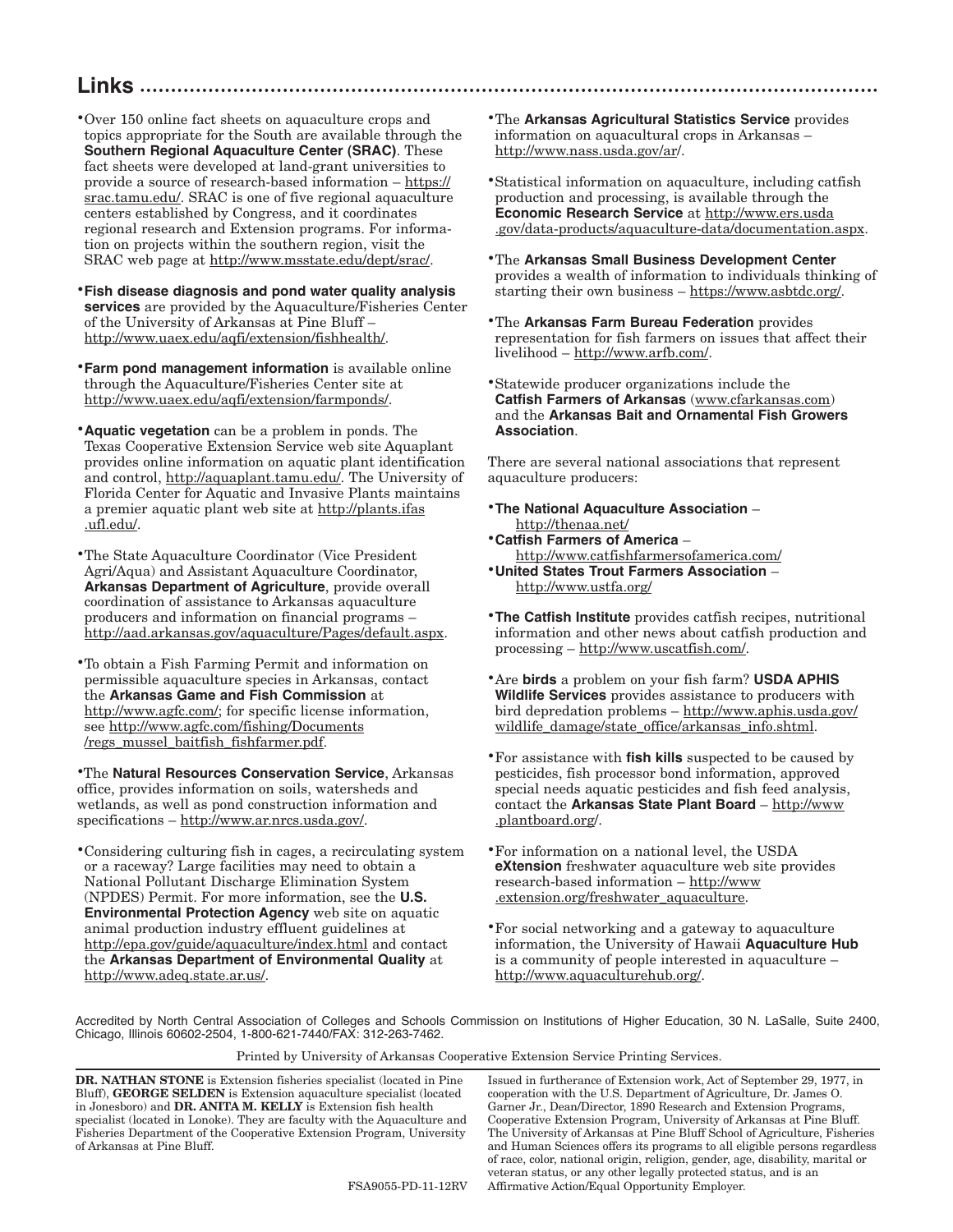## Links

- Over 150 online fact sheets on aquaculture crops and topics appropriate for the South are available through the **Southern Regional Aquaculture Center (SRAC)**. These fact sheets were developed at land-grant universities to provide a source of research-based information – https://srac.tamu.edu/. SRAC is one of five regional aquaculture centers established by Congress, and it coordinates regional research and Extension programs. For information on projects within the southern region, visit the SRAC web page at http://www.msstate.edu/dept/srac/.

- **Fish disease diagnosis and pond water quality analysis services** are provided by the Aquaculture/Fisheries Center of the University of Arkansas at Pine Bluff – http://www.uaex.edu/aqfi/extension/fishhealth/.

- **Farm pond management information** is available online through the Aquaculture/Fisheries Center site at http://www.uaex.edu/aqfi/extension/farmponds/.

- **Aquatic vegetation** can be a problem in ponds. The Texas Cooperative Extension Service web site Aquaplant provides online information on aquatic plant identification and control, http://aquaplant.tamu.edu/. The University of Florida Center for Aquatic and Invasive Plants maintains a premier aquatic plant web site at http://plants.ifas.ufl.edu/.

- The State Aquaculture Coordinator (Vice President Agri/Aqua) and Assistant Aquaculture Coordinator, **Arkansas Department of Agriculture**, provide overall coordination of assistance to Arkansas aquaculture producers and information on financial programs – http://aad.arkansas.gov/aquaculture/Pages/default.aspx.

- To obtain a Fish Farming Permit and information on permissible aquaculture species in Arkansas, contact the **Arkansas Game and Fish Commission** at http://www.agfc.com/; for specific license information, see http://www.agfc.com/fishing/Documents/regs_mussel_baitfish_fishfarmer.pdf.

- The **Natural Resources Conservation Service**, Arkansas office, provides information on soils, watersheds and wetlands, as well as pond construction information and specifications – http://www.ar.nrcs.usda.gov/.

- Considering culturing fish in cages, a recirculating system or a raceway? Large facilities may need to obtain a National Pollutant Discharge Elimination System (NPDES) Permit. For more information, see the **U.S. Environmental Protection Agency** web site on aquatic animal production industry effluent guidelines at http://epa.gov/guide/aquaculture/index.html and contact the **Arkansas Department of Environmental Quality** at http://www.adeq.state.ar.us/.

- The **Arkansas Agricultural Statistics Service** provides information on aquacultural crops in Arkansas – http://www.nass.usda.gov/ar/.

- Statistical information on aquaculture, including catfish production and processing, is available through the **Economic Research Service** at http://www.ers.usda.gov/data-products/aquaculture-data/documentation.aspx.

- The **Arkansas Small Business Development Center** provides a wealth of information to individuals thinking of starting their own business – https://www.asbtdc.org/.

- The **Arkansas Farm Bureau Federation** provides representation for fish farmers on issues that affect their livelihood – http://www.arfb.com/.

- Statewide producer organizations include the **Catfish Farmers of Arkansas** (www.cfarkansas.com) and the **Arkansas Bait and Ornamental Fish Growers Association**.

There are several national associations that represent aquaculture producers:

- **The National Aquaculture Association** – http://thenaa.net/
- **Catfish Farmers of America** – http://www.catfishfarmersofamerica.com/
- **United States Trout Farmers Association** – http://www.ustfa.org/

- **The Catfish Institute** provides catfish recipes, nutritional information and other news about catfish production and processing – http://www.uscatfish.com/.

- Are **birds** a problem on your fish farm? **USDA APHIS Wildlife Services** provides assistance to producers with bird depredation problems – http://www.aphis.usda.gov/wildlife_damage/state_office/arkansas_info.shtml.

- For assistance with **fish kills** suspected to be caused by pesticides, fish processor bond information, approved special needs aquatic pesticides and fish feed analysis, contact the **Arkansas State Plant Board** – http://www.plantboard.org/.

- For information on a national level, the USDA **eXtension** freshwater aquaculture web site provides research-based information – http://www.extension.org/freshwater_aquaculture.

- For social networking and a gateway to aquaculture information, the University of Hawaii **Aquaculture Hub** is a community of people interested in aquaculture – http://www.aquaculturehub.org/.

Accredited by North Central Association of Colleges and Schools Commission on Institutions of Higher Education, 30 N. LaSalle, Suite 2400, Chicago, Illinois 60602-2504, 1-800-621-7440/FAX: 312-263-7462.

Printed by University of Arkansas Cooperative Extension Service Printing Services.

**DR. NATHAN STONE** is Extension fisheries specialist (located in Pine Bluff), **GEORGE SELDEN** is Extension aquaculture specialist (located in Jonesboro) and **DR. ANITA M. KELLY** is Extension fish health specialist (located in Lonoke). They are faculty with the Aquaculture and Fisheries Department of the Cooperative Extension Program, University of Arkansas at Pine Bluff.

FSA9055-PD-11-12RV

Issued in furtherance of Extension work, Act of September 29, 1977, in cooperation with the U.S. Department of Agriculture, Dr. James O. Garner Jr., Dean/Director, 1890 Research and Extension Programs, Cooperative Extension Program, University of Arkansas at Pine Bluff. The University of Arkansas at Pine Bluff School of Agriculture, Fisheries and Human Sciences offers its programs to all eligible persons regardless of race, color, national origin, religion, gender, age, disability, marital or veteran status, or any other legally protected status, and is an Affirmative Action/Equal Opportunity Employer.